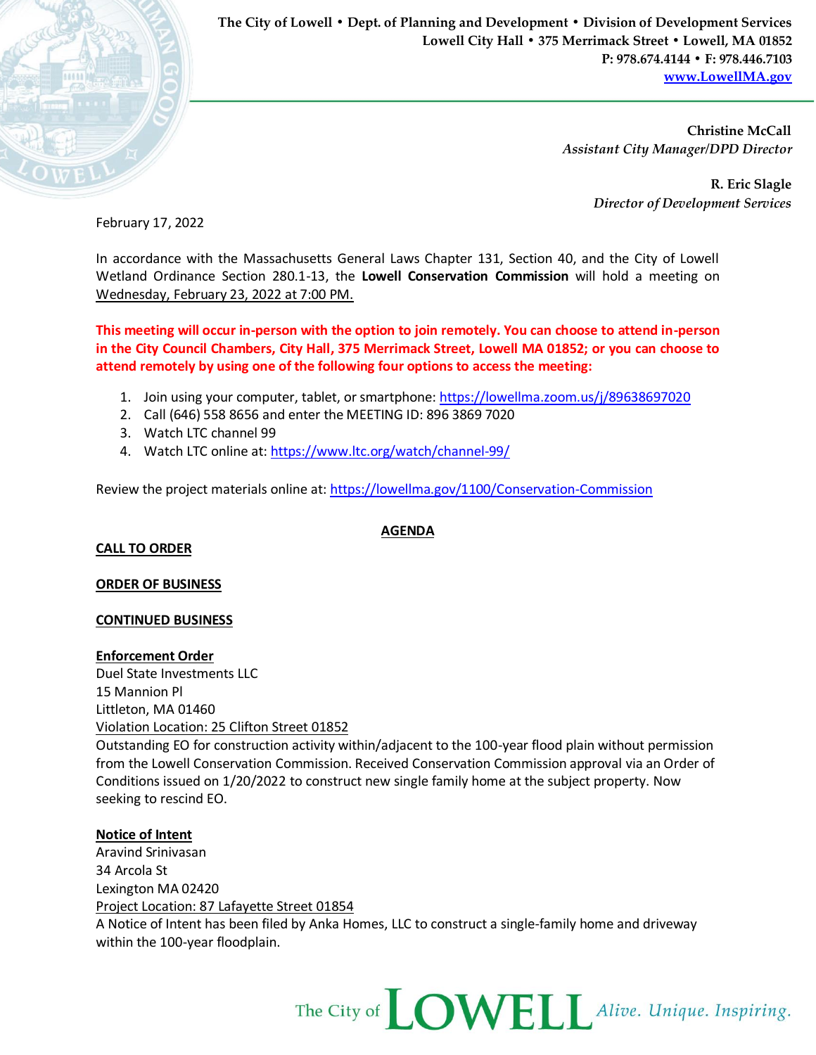The City of Lowell • Dept. of Planning and Development • Division of Development Services
Lowell City Hall • 375 Merrimack Street • Lowell, MA 01852
P: 978.674.4144 • F: 978.446.7103
www.LowellMA.gov

**Christine McCall**
*Assistant City Manager/DPD Director*

**R. Eric Slagle**
*Director of Development Services*

February 17, 2022

In accordance with the Massachusetts General Laws Chapter 131, Section 40, and the City of Lowell Wetland Ordinance Section 280.1-13, the **Lowell Conservation Commission** will hold a meeting on Wednesday, February 23, 2022 at 7:00 PM.

**This meeting will occur in-person with the option to join remotely. You can choose to attend in-person in the City Council Chambers, City Hall, 375 Merrimack Street, Lowell MA 01852; or you can choose to attend remotely by using one of the following four options to access the meeting:**

1. Join using your computer, tablet, or smartphone: https://lowellma.zoom.us/j/89638697020
2. Call (646) 558 8656 and enter the MEETING ID: 896 3869 7020
3. Watch LTC channel 99
4. Watch LTC online at: https://www.ltc.org/watch/channel-99/

Review the project materials online at: https://lowellma.gov/1100/Conservation-Commission

## AGENDA

### CALL TO ORDER

### ORDER OF BUSINESS

### CONTINUED BUSINESS

**Enforcement Order**
Duel State Investments LLC
15 Mannion Pl
Littleton, MA 01460
Violation Location: 25 Clifton Street 01852
Outstanding EO for construction activity within/adjacent to the 100-year flood plain without permission from the Lowell Conservation Commission. Received Conservation Commission approval via an Order of Conditions issued on 1/20/2022 to construct new single family home at the subject property. Now seeking to rescind EO.

**Notice of Intent**
Aravind Srinivasan
34 Arcola St
Lexington MA 02420
Project Location: 87 Lafayette Street 01854
A Notice of Intent has been filed by Anka Homes, LLC to construct a single-family home and driveway within the 100-year floodplain.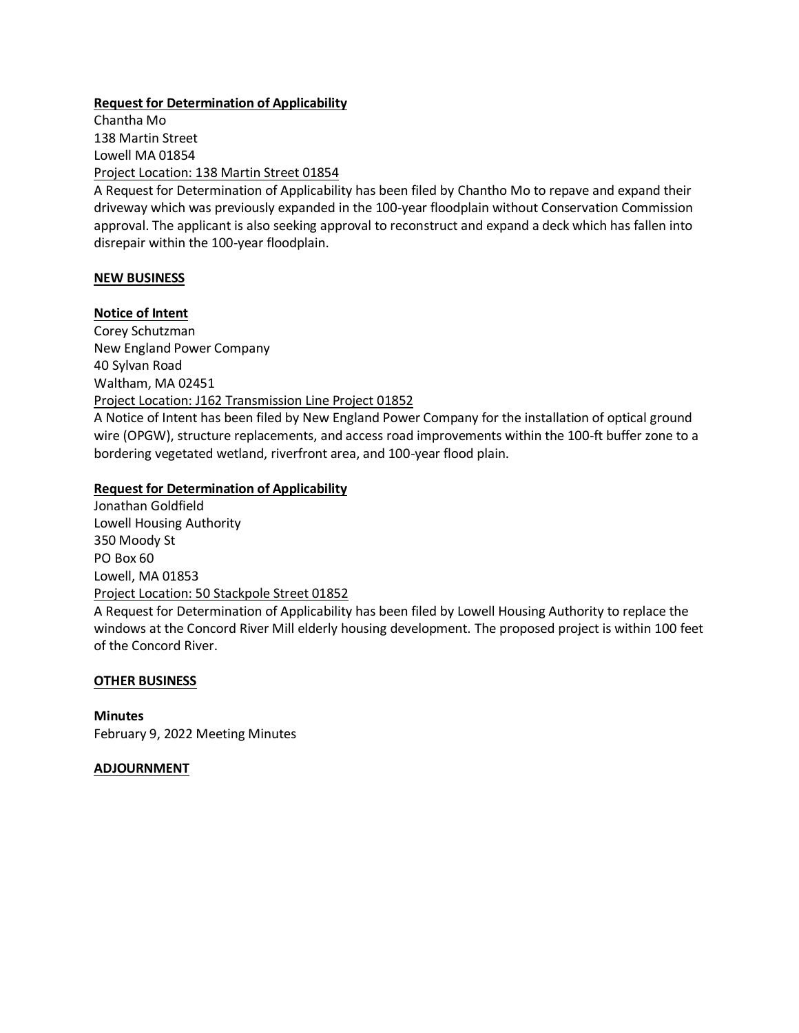**Request for Determination of Applicability**
Chantha Mo
138 Martin Street
Lowell MA 01854
Project Location: 138 Martin Street 01854
A Request for Determination of Applicability has been filed by Chantho Mo to repave and expand their driveway which was previously expanded in the 100-year floodplain without Conservation Commission approval. The applicant is also seeking approval to reconstruct and expand a deck which has fallen into disrepair within the 100-year floodplain.

**NEW BUSINESS**

**Notice of Intent**
Corey Schutzman
New England Power Company
40 Sylvan Road
Waltham, MA 02451
Project Location: J162 Transmission Line Project 01852
A Notice of Intent has been filed by New England Power Company for the installation of optical ground wire (OPGW), structure replacements, and access road improvements within the 100-ft buffer zone to a bordering vegetated wetland, riverfront area, and 100-year flood plain.

**Request for Determination of Applicability**
Jonathan Goldfield
Lowell Housing Authority
350 Moody St
PO Box 60
Lowell, MA 01853
Project Location: 50 Stackpole Street 01852
A Request for Determination of Applicability has been filed by Lowell Housing Authority to replace the windows at the Concord River Mill elderly housing development. The proposed project is within 100 feet of the Concord River.

**OTHER BUSINESS**

**Minutes**
February 9, 2022 Meeting Minutes

**ADJOURNMENT**